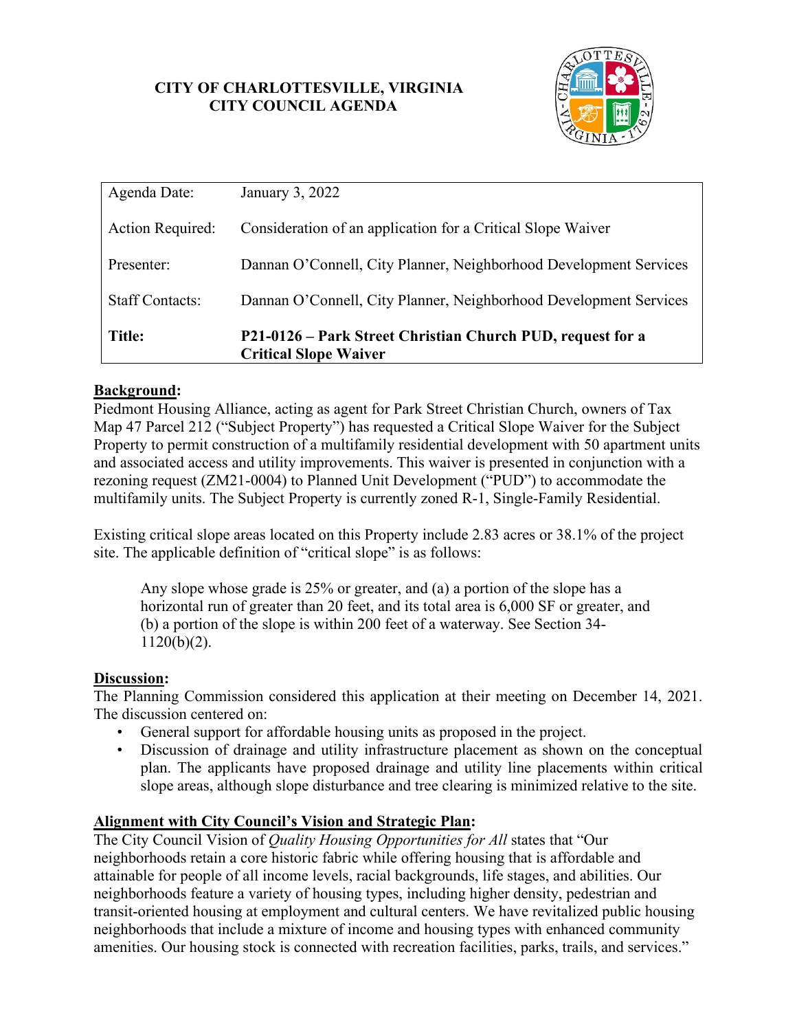**CITY OF CHARLOTTESVILLE, VIRGINIA**
**CITY COUNCIL AGENDA**

| | |
|---|---|
| Agenda Date: | January 3, 2022 |
| Action Required: | Consideration of an application for a Critical Slope Waiver |
| Presenter: | Dannan O'Connell, City Planner, Neighborhood Development Services |
| Staff Contacts: | Dannan O'Connell, City Planner, Neighborhood Development Services |
| **Title:** | **P21-0126 – Park Street Christian Church PUD, request for a Critical Slope Waiver** |

## Background:

Piedmont Housing Alliance, acting as agent for Park Street Christian Church, owners of Tax Map 47 Parcel 212 ("Subject Property") has requested a Critical Slope Waiver for the Subject Property to permit construction of a multifamily residential development with 50 apartment units and associated access and utility improvements. This waiver is presented in conjunction with a rezoning request (ZM21-0004) to Planned Unit Development ("PUD") to accommodate the multifamily units. The Subject Property is currently zoned R-1, Single-Family Residential.

Existing critical slope areas located on this Property include 2.83 acres or 38.1% of the project site. The applicable definition of "critical slope" is as follows:

> Any slope whose grade is 25% or greater, and (a) a portion of the slope has a horizontal run of greater than 20 feet, and its total area is 6,000 SF or greater, and (b) a portion of the slope is within 200 feet of a waterway. See Section 34-1120(b)(2).

## Discussion:

The Planning Commission considered this application at their meeting on December 14, 2021. The discussion centered on:

- General support for affordable housing units as proposed in the project.
- Discussion of drainage and utility infrastructure placement as shown on the conceptual plan. The applicants have proposed drainage and utility line placements within critical slope areas, although slope disturbance and tree clearing is minimized relative to the site.

## Alignment with City Council's Vision and Strategic Plan:

The City Council Vision of *Quality Housing Opportunities for All* states that "Our neighborhoods retain a core historic fabric while offering housing that is affordable and attainable for people of all income levels, racial backgrounds, life stages, and abilities. Our neighborhoods feature a variety of housing types, including higher density, pedestrian and transit-oriented housing at employment and cultural centers. We have revitalized public housing neighborhoods that include a mixture of income and housing types with enhanced community amenities. Our housing stock is connected with recreation facilities, parks, trails, and services."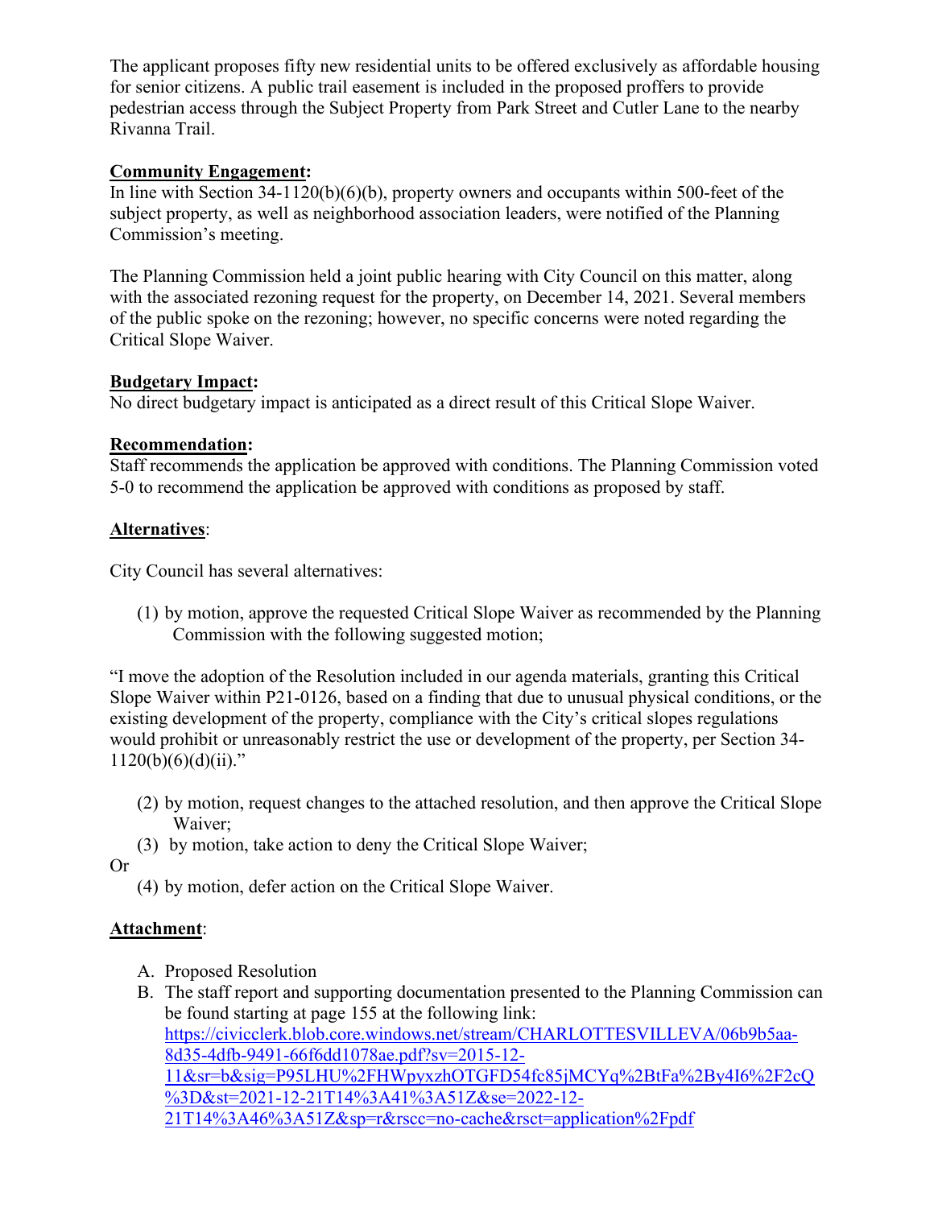The applicant proposes fifty new residential units to be offered exclusively as affordable housing for senior citizens. A public trail easement is included in the proposed proffers to provide pedestrian access through the Subject Property from Park Street and Cutler Lane to the nearby Rivanna Trail.

**Community Engagement:**
In line with Section 34-1120(b)(6)(b), property owners and occupants within 500-feet of the subject property, as well as neighborhood association leaders, were notified of the Planning Commission's meeting.

The Planning Commission held a joint public hearing with City Council on this matter, along with the associated rezoning request for the property, on December 14, 2021. Several members of the public spoke on the rezoning; however, no specific concerns were noted regarding the Critical Slope Waiver.

**Budgetary Impact:**
No direct budgetary impact is anticipated as a direct result of this Critical Slope Waiver.

**Recommendation:**
Staff recommends the application be approved with conditions. The Planning Commission voted 5-0 to recommend the application be approved with conditions as proposed by staff.

**Alternatives**:

City Council has several alternatives:

(1) by motion, approve the requested Critical Slope Waiver as recommended by the Planning Commission with the following suggested motion;

"I move the adoption of the Resolution included in our agenda materials, granting this Critical Slope Waiver within P21-0126, based on a finding that due to unusual physical conditions, or the existing development of the property, compliance with the City's critical slopes regulations would prohibit or unreasonably restrict the use or development of the property, per Section 34-1120(b)(6)(d)(ii)."

(2) by motion, request changes to the attached resolution, and then approve the Critical Slope Waiver;

(3) by motion, take action to deny the Critical Slope Waiver;

Or

(4) by motion, defer action on the Critical Slope Waiver.

**Attachment**:

A. Proposed Resolution
B. The staff report and supporting documentation presented to the Planning Commission can be found starting at page 155 at the following link: https://civicclerk.blob.core.windows.net/stream/CHARLOTTESVILLEVA/06b9b5aa-8d35-4dfb-9491-66f6dd1078ae.pdf?sv=2015-12-11&sr=b&sig=P95LHU%2FHWpyxzhOTGFD54fc85jMCYq%2BtFa%2By4I6%2F2cQ%3D&st=2021-12-21T14%3A41%3A51Z&se=2022-12-21T14%3A46%3A51Z&sp=r&rscc=no-cache&rsct=application%2Fpdf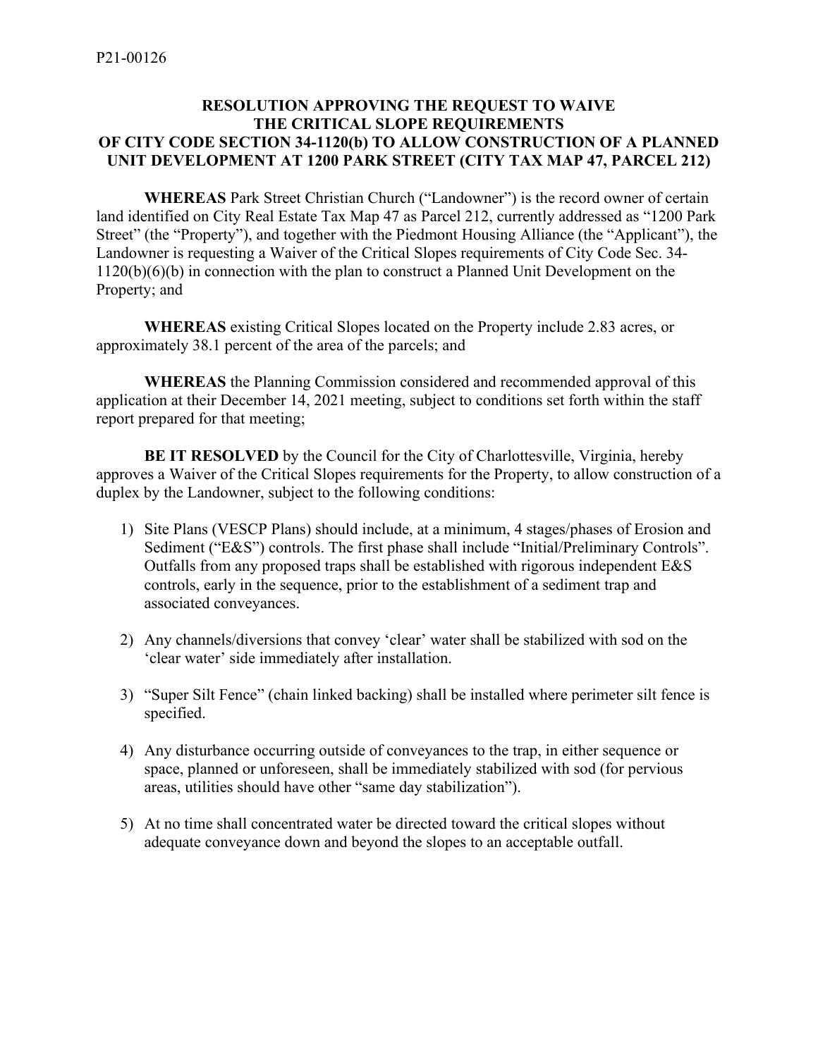P21-00126

**RESOLUTION APPROVING THE REQUEST TO WAIVE THE CRITICAL SLOPE REQUIREMENTS OF CITY CODE SECTION 34-1120(b) TO ALLOW CONSTRUCTION OF A PLANNED UNIT DEVELOPMENT AT 1200 PARK STREET (CITY TAX MAP 47, PARCEL 212)**

**WHEREAS** Park Street Christian Church ("Landowner") is the record owner of certain land identified on City Real Estate Tax Map 47 as Parcel 212, currently addressed as "1200 Park Street" (the "Property"), and together with the Piedmont Housing Alliance (the "Applicant"), the Landowner is requesting a Waiver of the Critical Slopes requirements of City Code Sec. 34-1120(b)(6)(b) in connection with the plan to construct a Planned Unit Development on the Property; and

**WHEREAS** existing Critical Slopes located on the Property include 2.83 acres, or approximately 38.1 percent of the area of the parcels; and

**WHEREAS** the Planning Commission considered and recommended approval of this application at their December 14, 2021 meeting, subject to conditions set forth within the staff report prepared for that meeting;

**BE IT RESOLVED** by the Council for the City of Charlottesville, Virginia, hereby approves a Waiver of the Critical Slopes requirements for the Property, to allow construction of a duplex by the Landowner, subject to the following conditions:

1) Site Plans (VESCP Plans) should include, at a minimum, 4 stages/phases of Erosion and Sediment ("E&S") controls. The first phase shall include "Initial/Preliminary Controls". Outfalls from any proposed traps shall be established with rigorous independent E&S controls, early in the sequence, prior to the establishment of a sediment trap and associated conveyances.

2) Any channels/diversions that convey 'clear' water shall be stabilized with sod on the 'clear water' side immediately after installation.

3) "Super Silt Fence" (chain linked backing) shall be installed where perimeter silt fence is specified.

4) Any disturbance occurring outside of conveyances to the trap, in either sequence or space, planned or unforeseen, shall be immediately stabilized with sod (for pervious areas, utilities should have other "same day stabilization").

5) At no time shall concentrated water be directed toward the critical slopes without adequate conveyance down and beyond the slopes to an acceptable outfall.